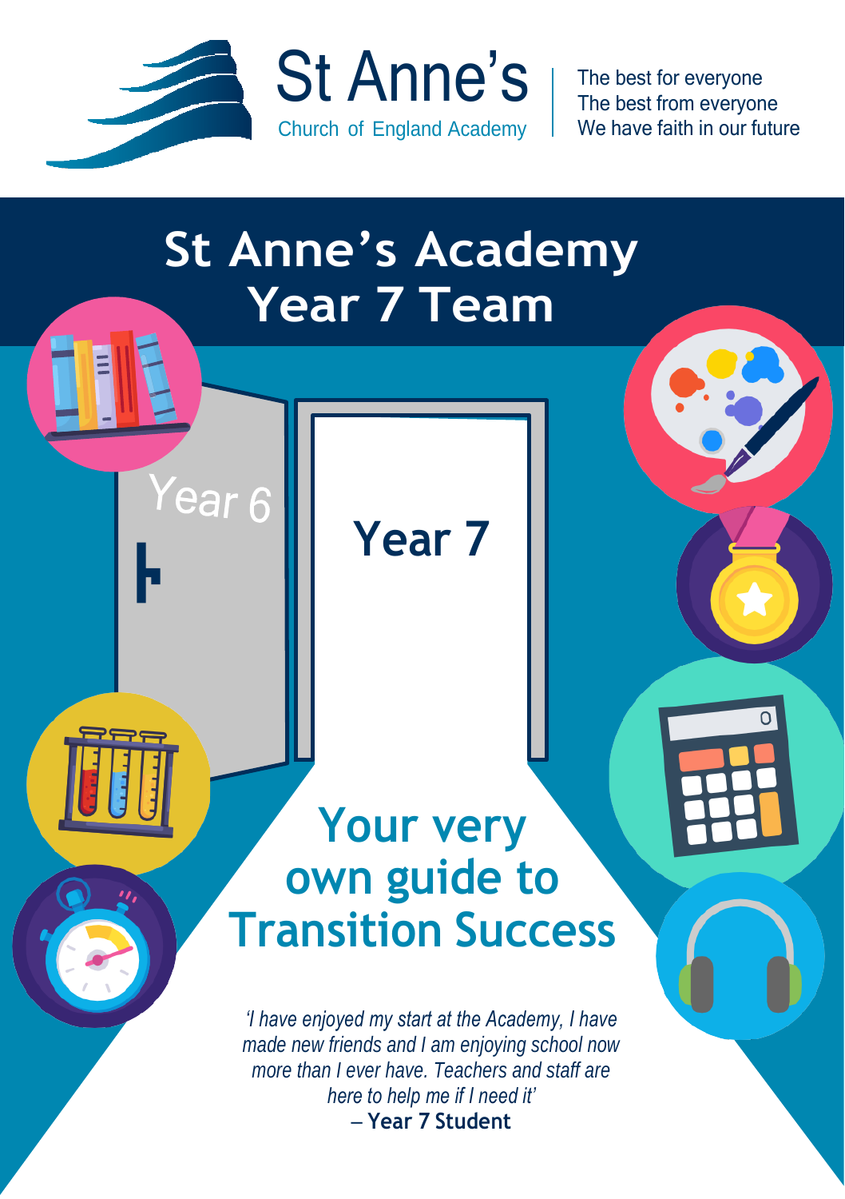St Anne's
Church of England Academy

The best for everyone
The best from everyone
We have faith in our future

# St Anne's Academy Year 7 Team

Year 6

Year 7

## Your very own guide to Transition Success

*'I have enjoyed my start at the Academy, I have made new friends and I am enjoying school now more than I ever have. Teachers and staff are here to help me if I need it'*
– **Year 7 Student**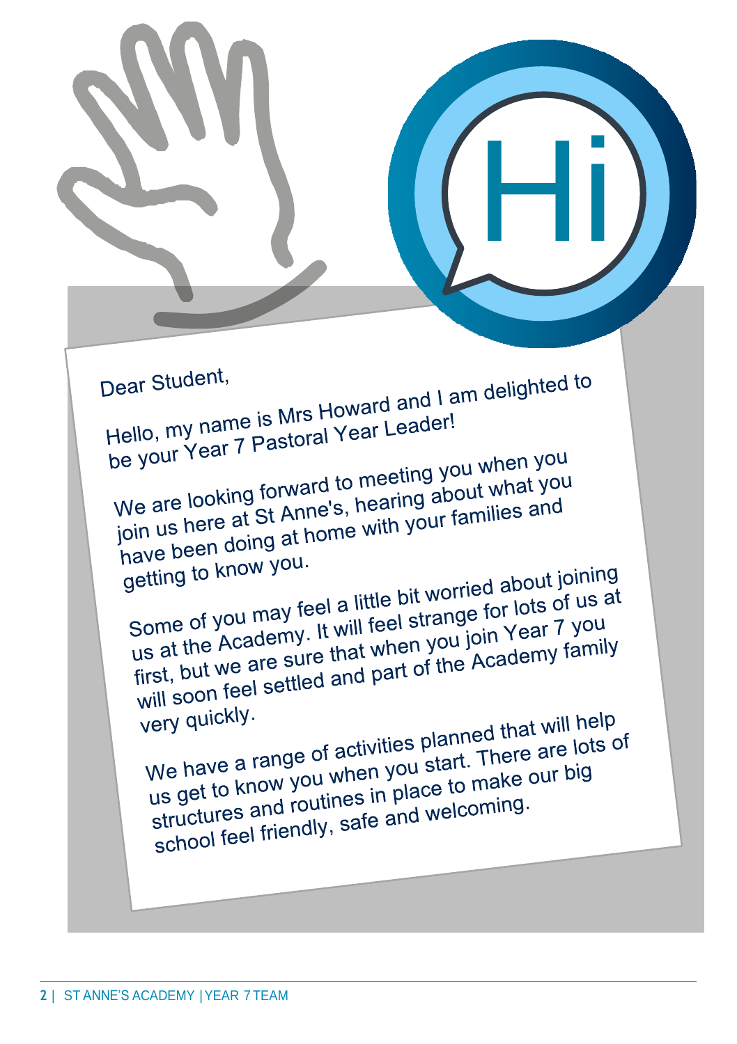Hi

Dear Student,

Hello, my name is Mrs Howard and I am delighted to be your Year 7 Pastoral Year Leader!

We are looking forward to meeting you when you join us here at St Anne's, hearing about what you have been doing at home with your families and getting to know you.

Some of you may feel a little bit worried about joining us at the Academy. It will feel strange for lots of us at first, but we are sure that when you join Year 7 you will soon feel settled and part of the Academy family very quickly.

We have a range of activities planned that will help us get to know you when you start. There are lots of structures and routines in place to make our big school feel friendly, safe and welcoming.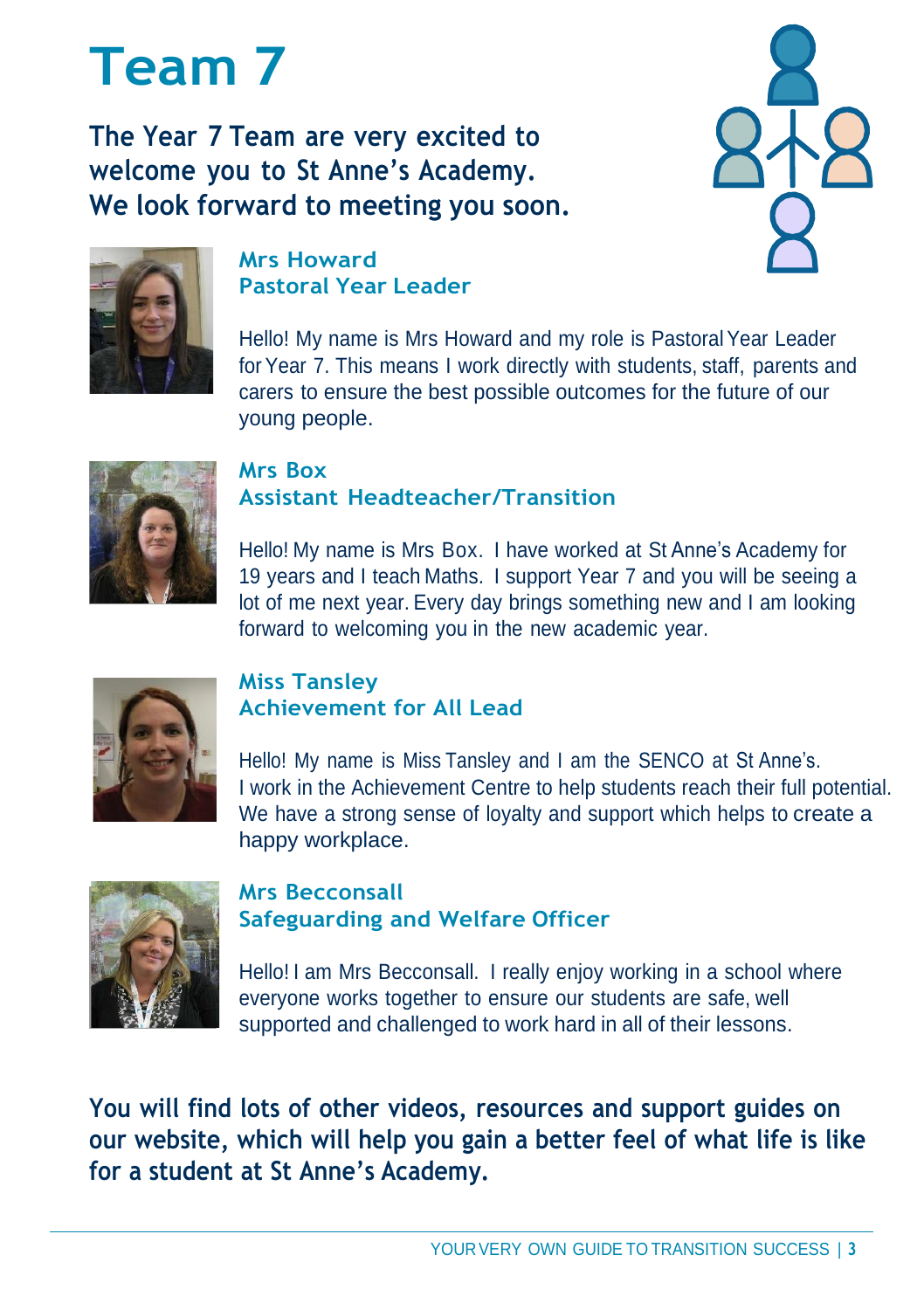# Team 7

**The Year 7 Team are very excited to welcome you to St Anne's Academy. We look forward to meeting you soon.**

### Mrs Howard
### Pastoral Year Leader

Hello! My name is Mrs Howard and my role is Pastoral Year Leader for Year 7. This means I work directly with students, staff, parents and carers to ensure the best possible outcomes for the future of our young people.

### Mrs Box
### Assistant Headteacher/Transition

Hello! My name is Mrs Box. I have worked at St Anne's Academy for 19 years and I teach Maths. I support Year 7 and you will be seeing a lot of me next year. Every day brings something new and I am looking forward to welcoming you in the new academic year.

### Miss Tansley
### Achievement for All Lead

Hello! My name is Miss Tansley and I am the SENCO at St Anne's. I work in the Achievement Centre to help students reach their full potential. We have a strong sense of loyalty and support which helps to create a happy workplace.

### Mrs Becconsall
### Safeguarding and Welfare Officer

Hello! I am Mrs Becconsall. I really enjoy working in a school where everyone works together to ensure our students are safe, well supported and challenged to work hard in all of their lessons.

**You will find lots of other videos, resources and support guides on our website, which will help you gain a better feel of what life is like for a student at St Anne's Academy.**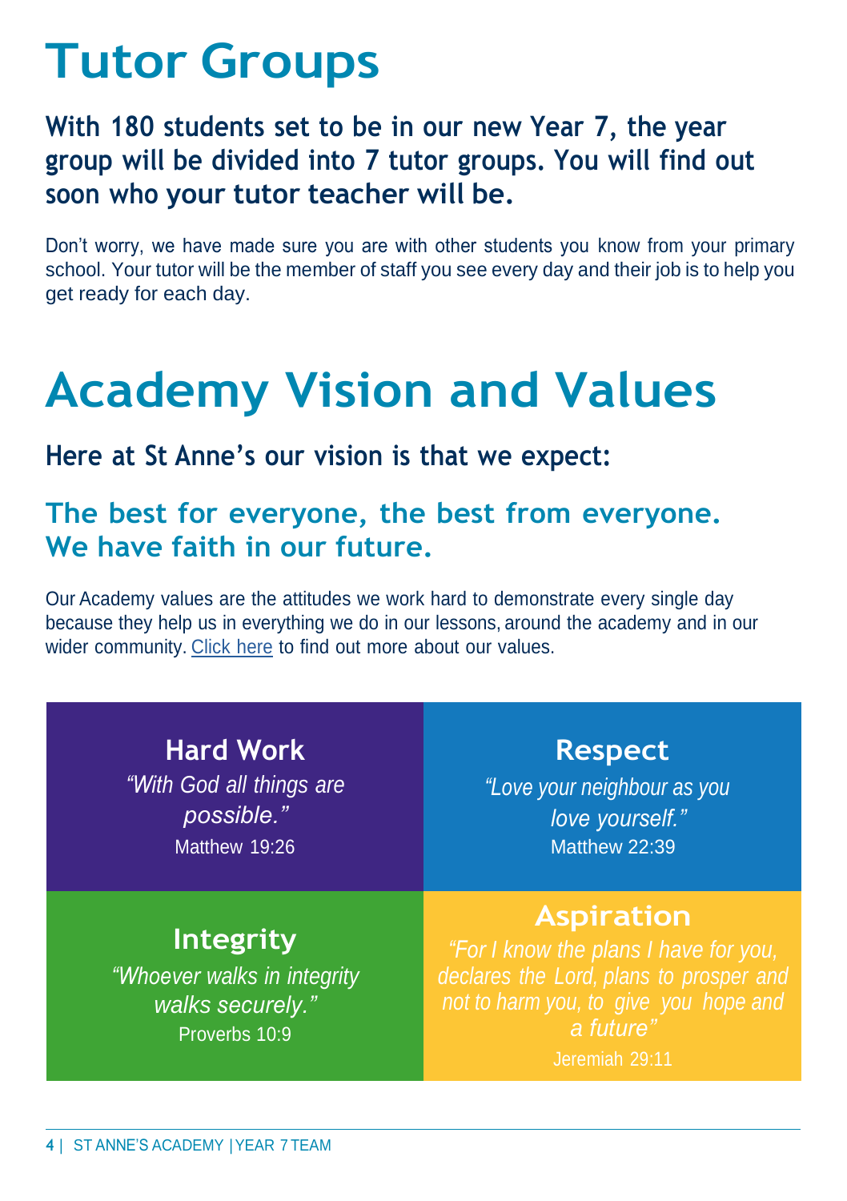# Tutor Groups

### With 180 students set to be in our new Year 7, the year group will be divided into 7 tutor groups. You will find out soon who your tutor teacher will be.

Don't worry, we have made sure you are with other students you know from your primary school. Your tutor will be the member of staff you see every day and their job is to help you get ready for each day.

# Academy Vision and Values

### Here at St Anne's our vision is that we expect:

## The best for everyone, the best from everyone. We have faith in our future.

Our Academy values are the attitudes we work hard to demonstrate every single day because they help us in everything we do in our lessons, around the academy and in our wider community. [Click here] to find out more about our values.

### Hard Work

*"With God all things are possible."*
Matthew 19:26

### Respect

*"Love your neighbour as you love yourself."*
Matthew 22:39

### Integrity

*"Whoever walks in integrity walks securely."*
Proverbs 10:9

### Aspiration

*"For I know the plans I have for you, declares the Lord, plans to prosper and not to harm you, to give you hope and a future"*
Jeremiah 29:11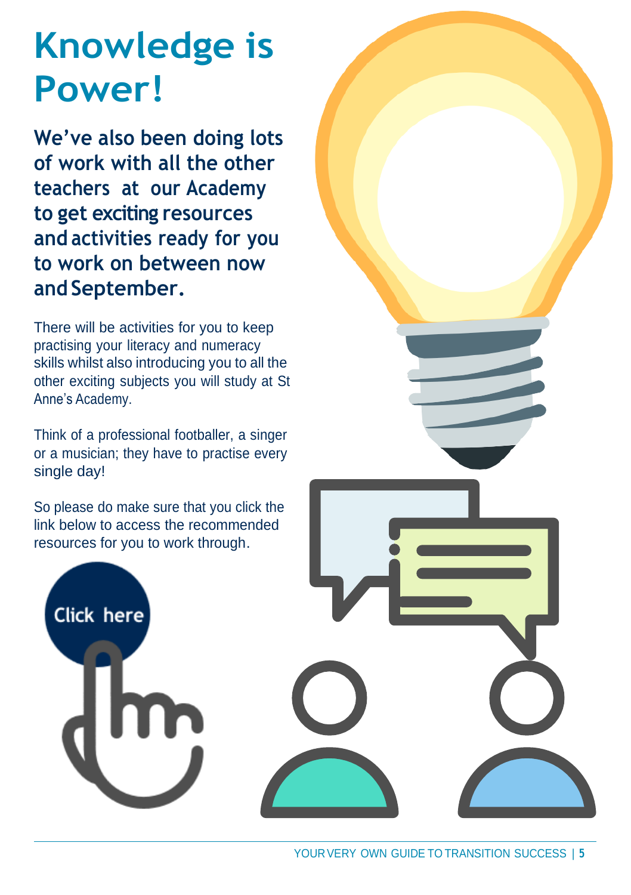# Knowledge is Power!

**We've also been doing lots of work with all the other teachers at our Academy to get exciting resources and activities ready for you to work on between now and September.**

There will be activities for you to keep practising your literacy and numeracy skills whilst also introducing you to all the other exciting subjects you will study at St Anne's Academy.

Think of a professional footballer, a singer or a musician; they have to practise every single day!

So please do make sure that you click the link below to access the recommended resources for you to work through.

Click here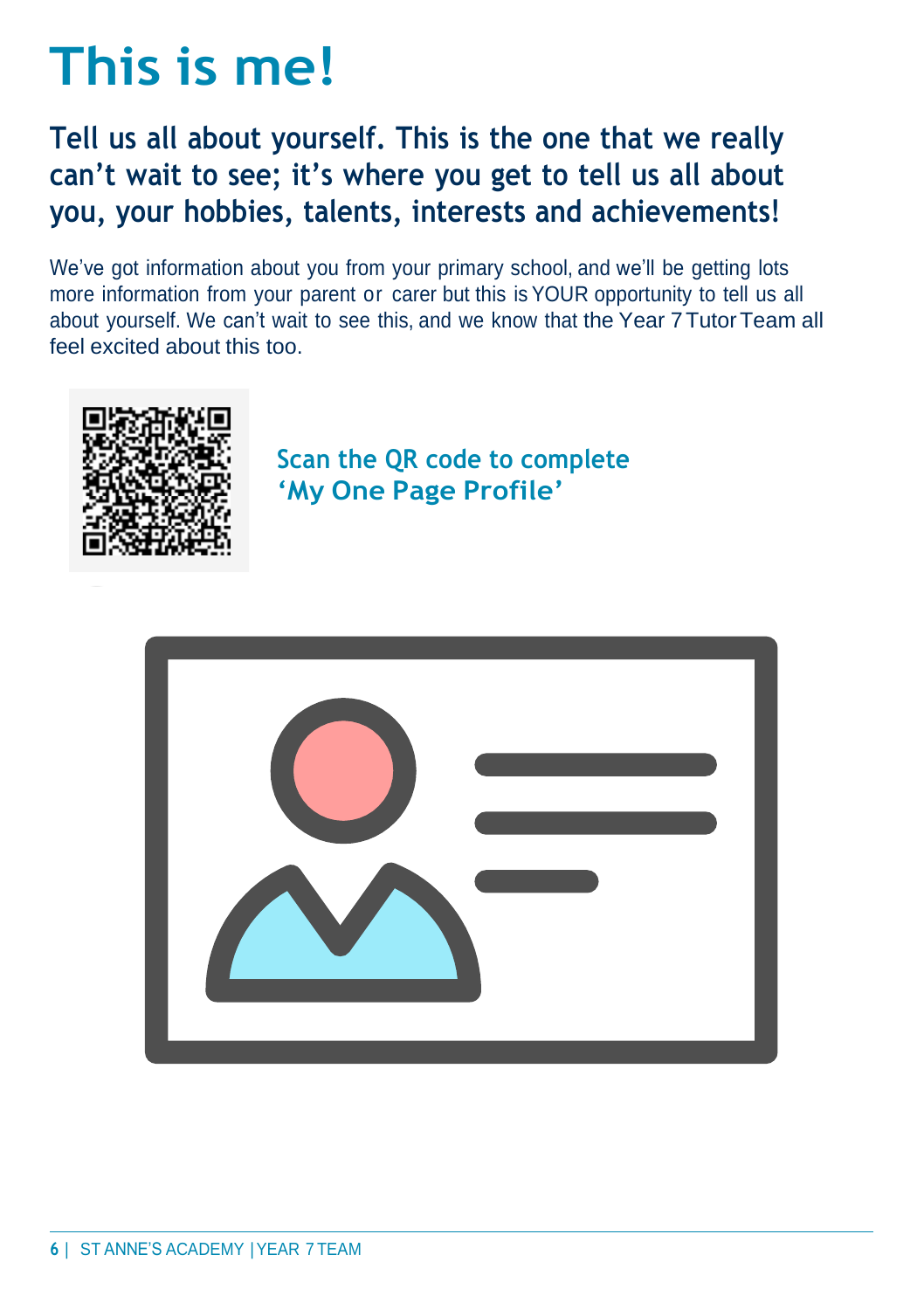# This is me!

## Tell us all about yourself. This is the one that we really can't wait to see; it's where you get to tell us all about you, your hobbies, talents, interests and achievements!

We've got information about you from your primary school, and we'll be getting lots more information from your parent or carer but this is YOUR opportunity to tell us all about yourself. We can't wait to see this, and we know that the Year 7 Tutor Team all feel excited about this too.

**Scan the QR code to complete 'My One Page Profile'**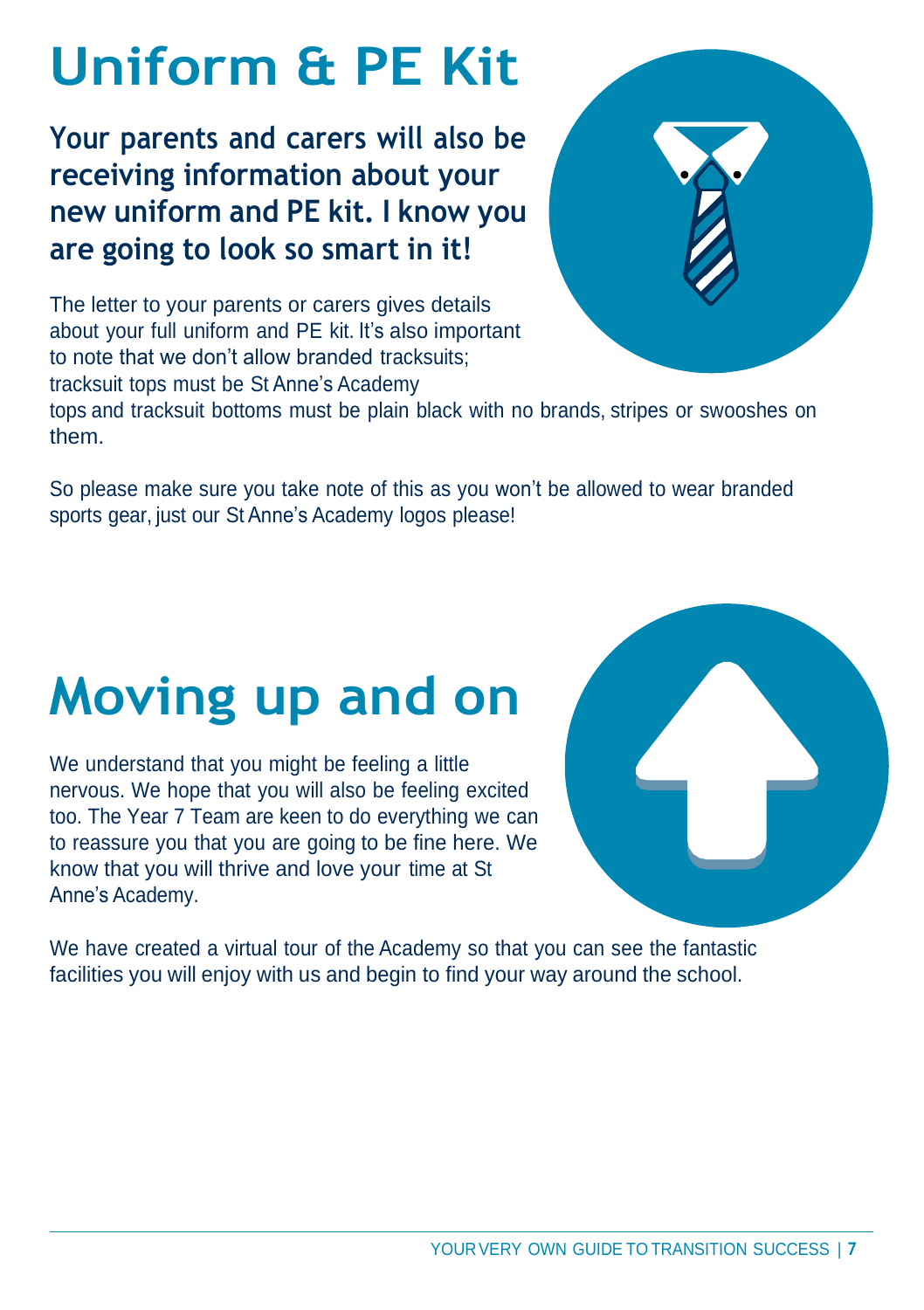# Uniform & PE Kit

**Your parents and carers will also be receiving information about your new uniform and PE kit. I know you are going to look so smart in it!**

The letter to your parents or carers gives details about your full uniform and PE kit. It's also important to note that we don't allow branded tracksuits; tracksuit tops must be St Anne's Academy tops and tracksuit bottoms must be plain black with no brands, stripes or swooshes on them.

So please make sure you take note of this as you won't be allowed to wear branded sports gear, just our St Anne's Academy logos please!

# Moving up and on

We understand that you might be feeling a little nervous. We hope that you will also be feeling excited too. The Year 7 Team are keen to do everything we can to reassure you that you are going to be fine here. We know that you will thrive and love your time at St Anne's Academy.

We have created a virtual tour of the Academy so that you can see the fantastic facilities you will enjoy with us and begin to find your way around the school.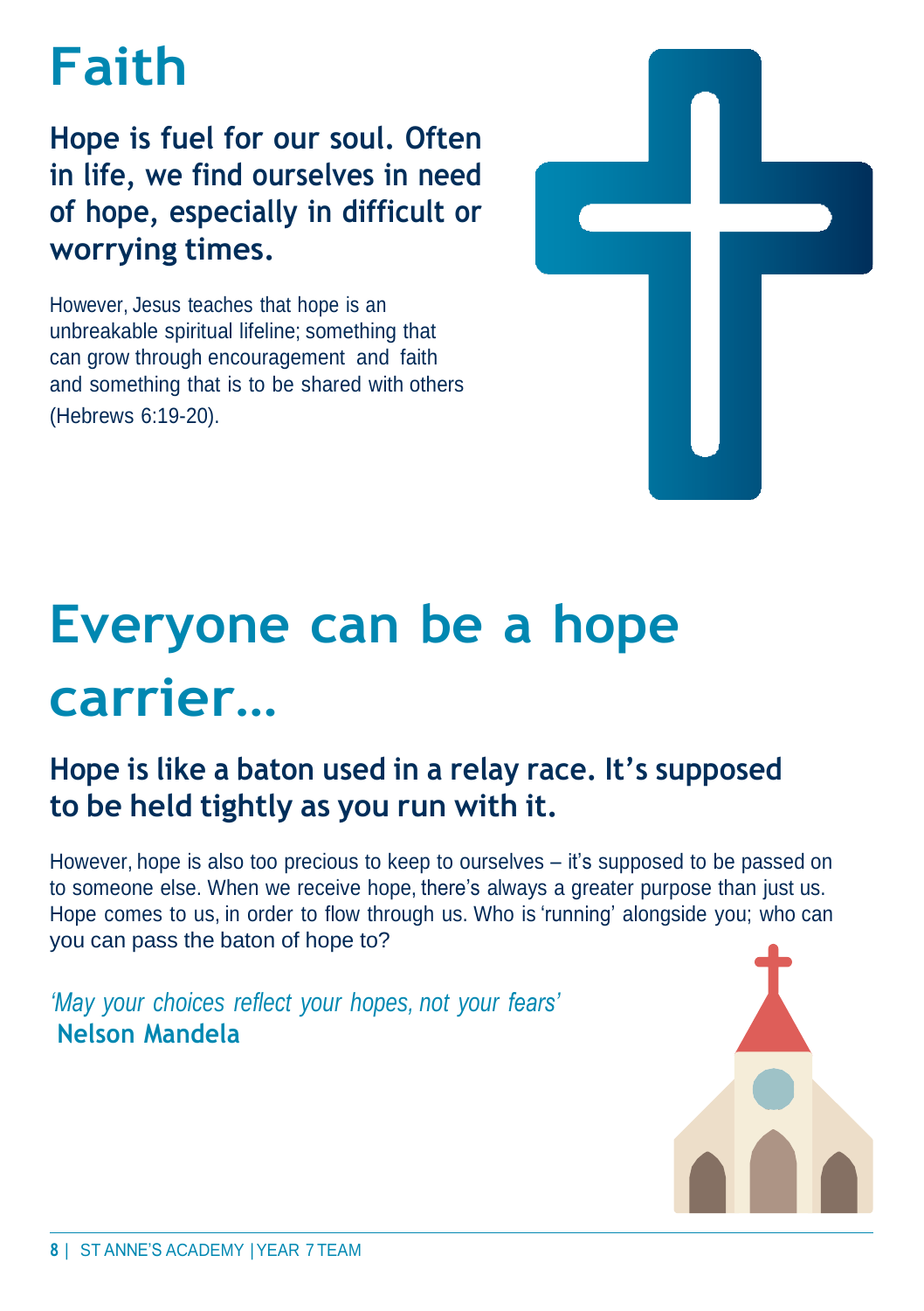# Faith

**Hope is fuel for our soul. Often in life, we find ourselves in need of hope, especially in difficult or worrying times.**

However, Jesus teaches that hope is an unbreakable spiritual lifeline; something that can grow through encouragement and faith and something that is to be shared with others (Hebrews 6:19-20).

# Everyone can be a hope carrier…

**Hope is like a baton used in a relay race. It's supposed to be held tightly as you run with it.**

However, hope is also too precious to keep to ourselves – it's supposed to be passed on to someone else. When we receive hope, there's always a greater purpose than just us. Hope comes to us, in order to flow through us. Who is 'running' alongside you; who can you can pass the baton of hope to?

*'May your choices reflect your hopes, not your fears'*
**Nelson Mandela**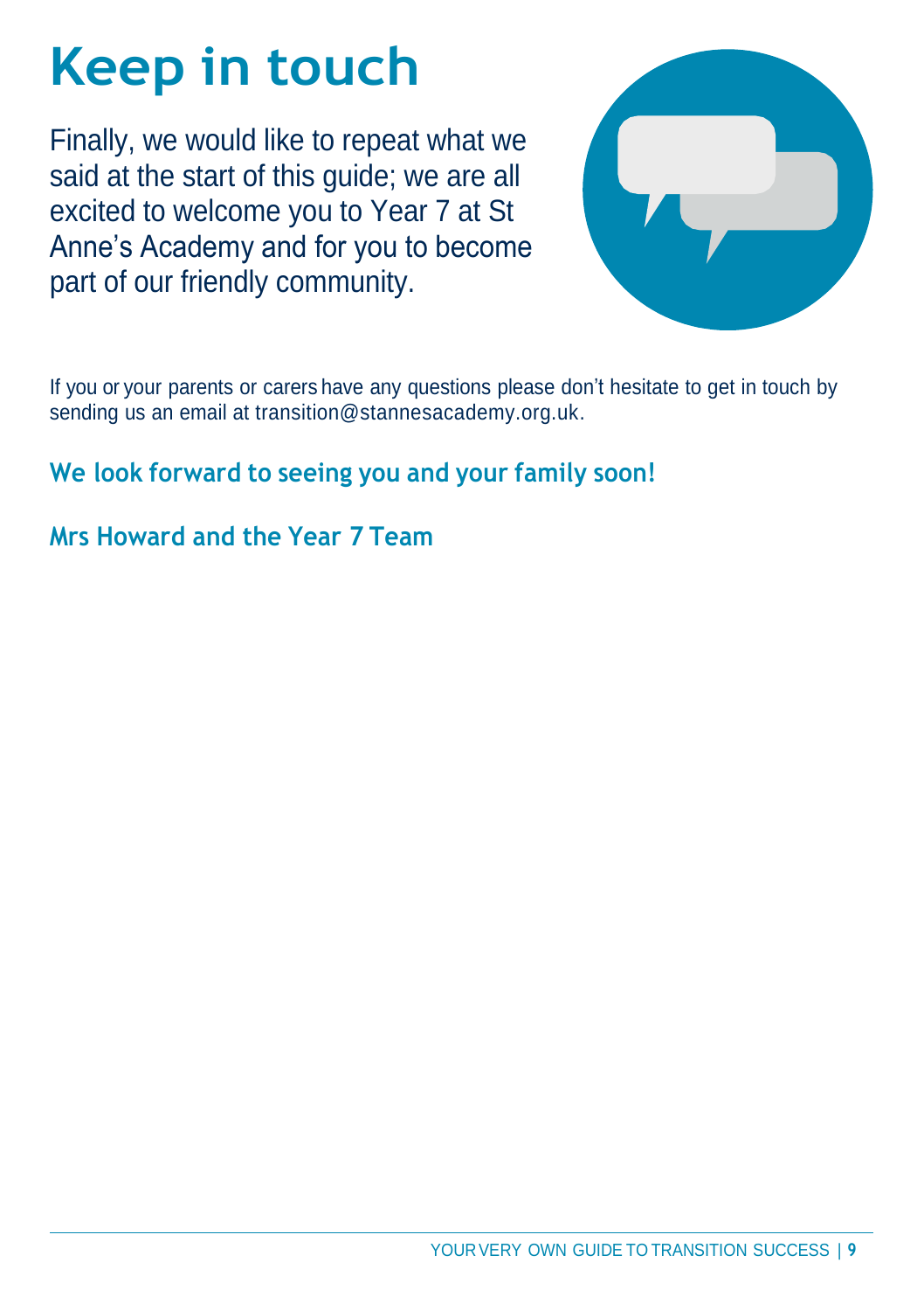# Keep in touch

Finally, we would like to repeat what we said at the start of this guide; we are all excited to welcome you to Year 7 at St Anne's Academy and for you to become part of our friendly community.

If you or your parents or carers have any questions please don't hesitate to get in touch by sending us an email at transition@stannesacademy.org.uk.

**We look forward to seeing you and your family soon!**

**Mrs Howard and the Year 7 Team**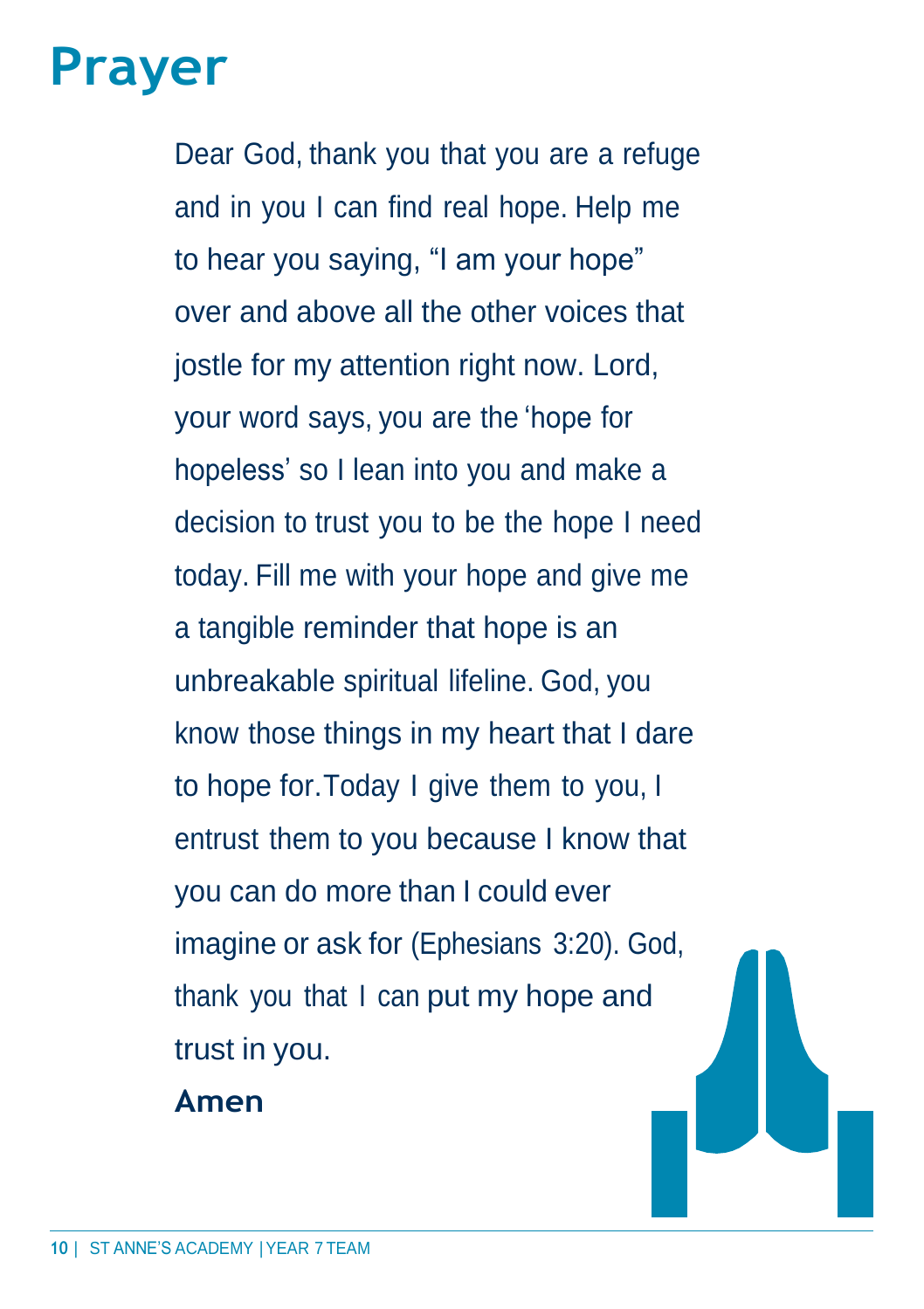# Prayer

Dear God, thank you that you are a refuge and in you I can find real hope. Help me to hear you saying, “I am your hope” over and above all the other voices that jostle for my attention right now. Lord, your word says, you are the ‘hope for hopeless’ so I lean into you and make a decision to trust you to be the hope I need today. Fill me with your hope and give me a tangible reminder that hope is an unbreakable spiritual lifeline. God, you know those things in my heart that I dare to hope for. Today I give them to you, I entrust them to you because I know that you can do more than I could ever imagine or ask for (Ephesians 3:20). God, thank you that I can put my hope and trust in you.

**Amen**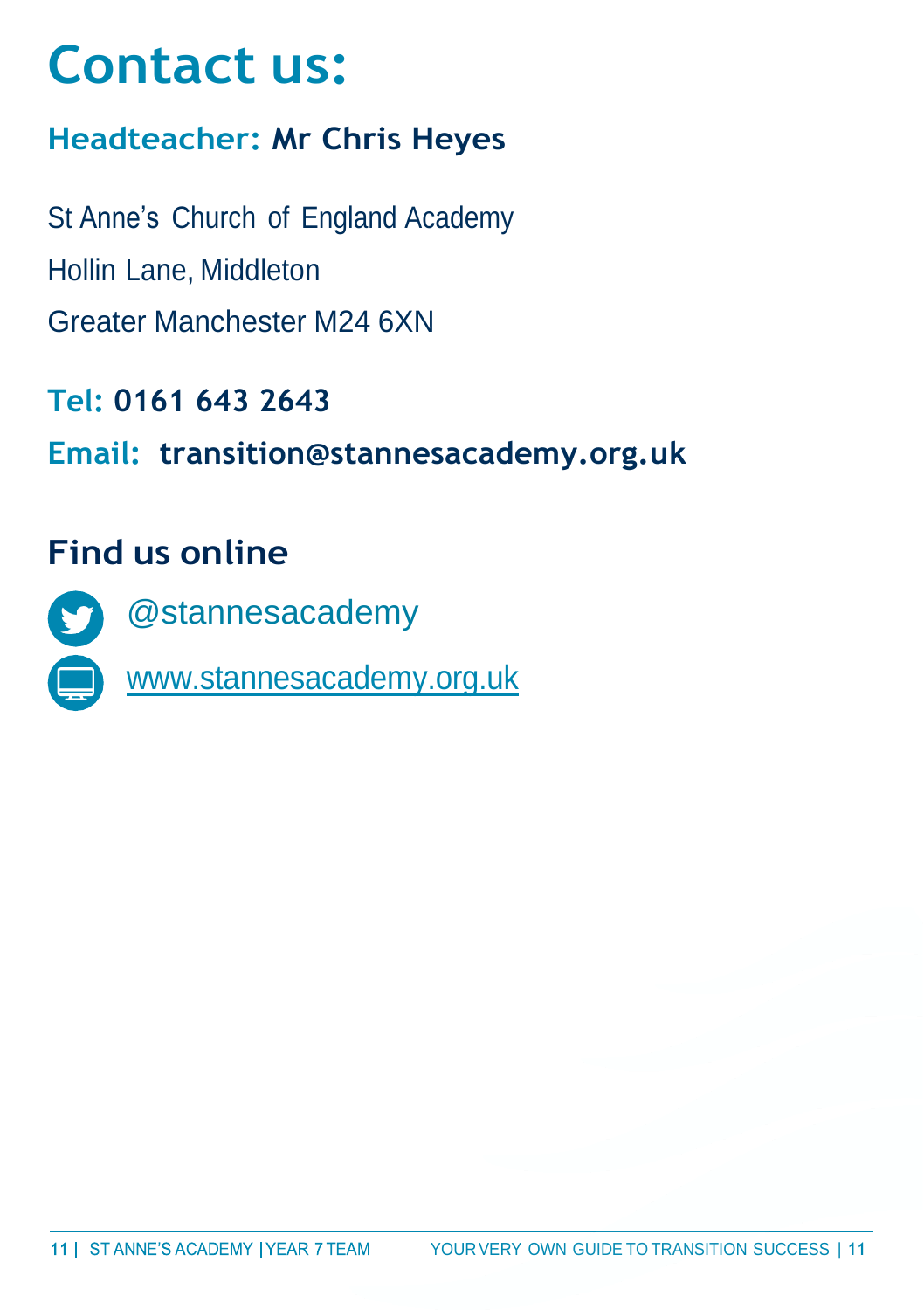# Contact us:

## Headteacher: Mr Chris Heyes

St Anne's Church of England Academy

Hollin Lane, Middleton

Greater Manchester M24 6XN

**Tel: 0161 643 2643**

**Email: transition@stannesacademy.org.uk**

## Find us online

@stannesacademy

www.stannesacademy.org.uk